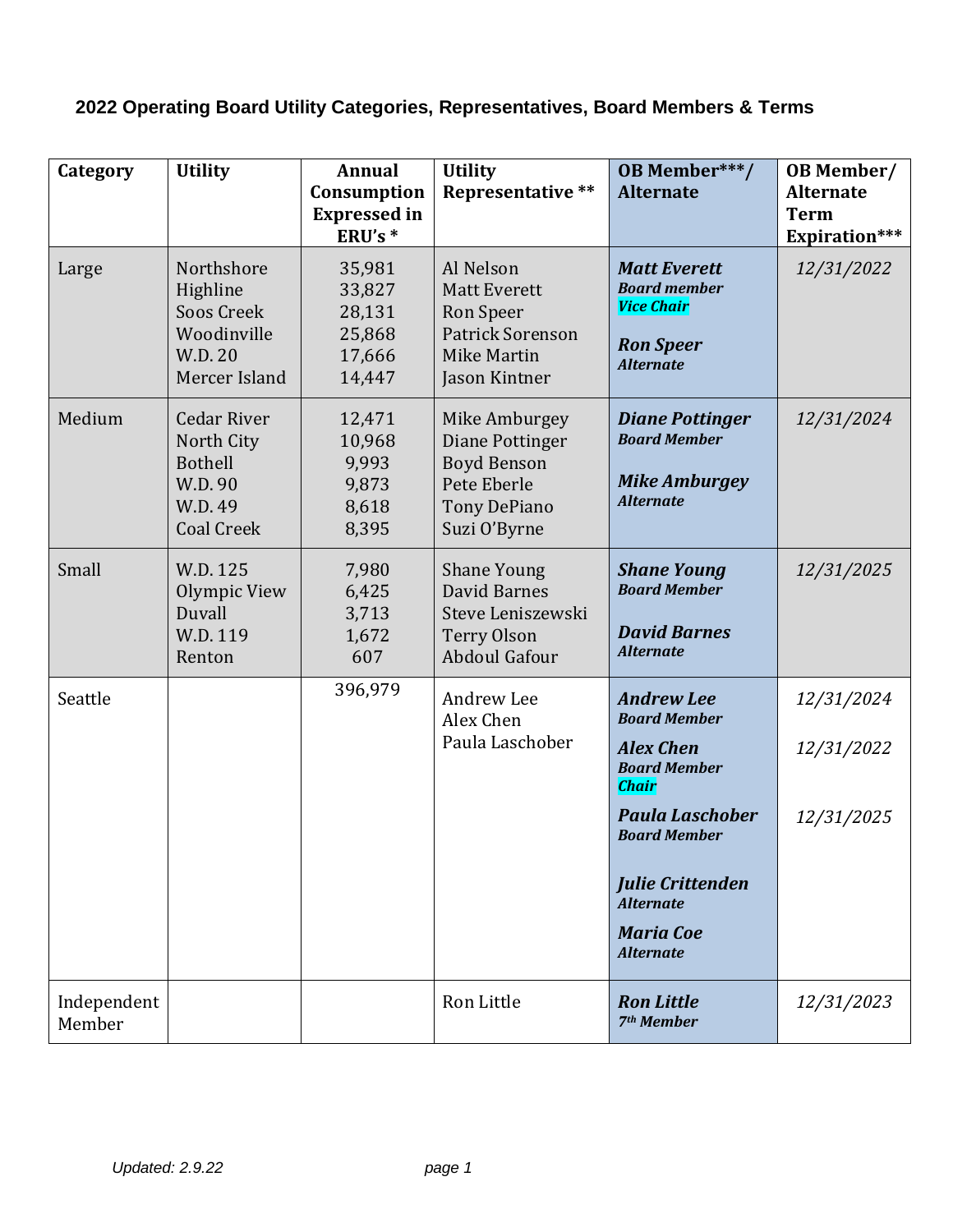## 2022 Operating Board Utility Categories, Representatives, Board Members & Terms

| Category | Utility | Annual Consumption Expressed in ERU's * | Utility Representative ** | OB Member***/ Alternate | OB Member/ Alternate Term Expiration*** |
|---|---|---|---|---|---|
| Large | Northshore<br>Highline<br>Soos Creek<br>Woodinville<br>W.D. 20<br>Mercer Island | 35,981<br>33,827<br>28,131<br>25,868<br>17,666<br>14,447 | Al Nelson<br>Matt Everett<br>Ron Speer<br>Patrick Sorenson<br>Mike Martin<br>Jason Kintner | ***Matt Everett***<br>***Board member***<br>***Vice Chair***<br><br>***Ron Speer***<br>***Alternate*** | *12/31/2022* |
| Medium | Cedar River<br>North City<br>Bothell<br>W.D. 90<br>W.D. 49<br>Coal Creek | 12,471<br>10,968<br>9,993<br>9,873<br>8,618<br>8,395 | Mike Amburgey<br>Diane Pottinger<br>Boyd Benson<br>Pete Eberle<br>Tony DePiano<br>Suzi O'Byrne | ***Diane Pottinger***<br>***Board Member***<br><br>***Mike Amburgey***<br>***Alternate*** | *12/31/2024* |
| Small | W.D. 125<br>Olympic View<br>Duvall<br>W.D. 119<br>Renton | 7,980<br>6,425<br>3,713<br>1,672<br>607 | Shane Young<br>David Barnes<br>Steve Leniszewski<br>Terry Olson<br>Abdoul Gafour | ***Shane Young***<br>***Board Member***<br><br>***David Barnes***<br>***Alternate*** | *12/31/2025* |
| Seattle | | 396,979 | Andrew Lee<br>Alex Chen<br>Paula Laschober | ***Andrew Lee***<br>***Board Member***<br>***Alex Chen***<br>***Board Member***<br>***Chair***<br>***Paula Laschober***<br>***Board Member***<br><br>***Julie Crittenden***<br>***Alternate***<br>***Maria Coe***<br>***Alternate*** | *12/31/2024*<br><br>*12/31/2022*<br><br>*12/31/2025* |
| Independent Member | | | Ron Little | ***Ron Little***<br>***7th Member*** | *12/31/2023* |

*Updated: 2.9.22*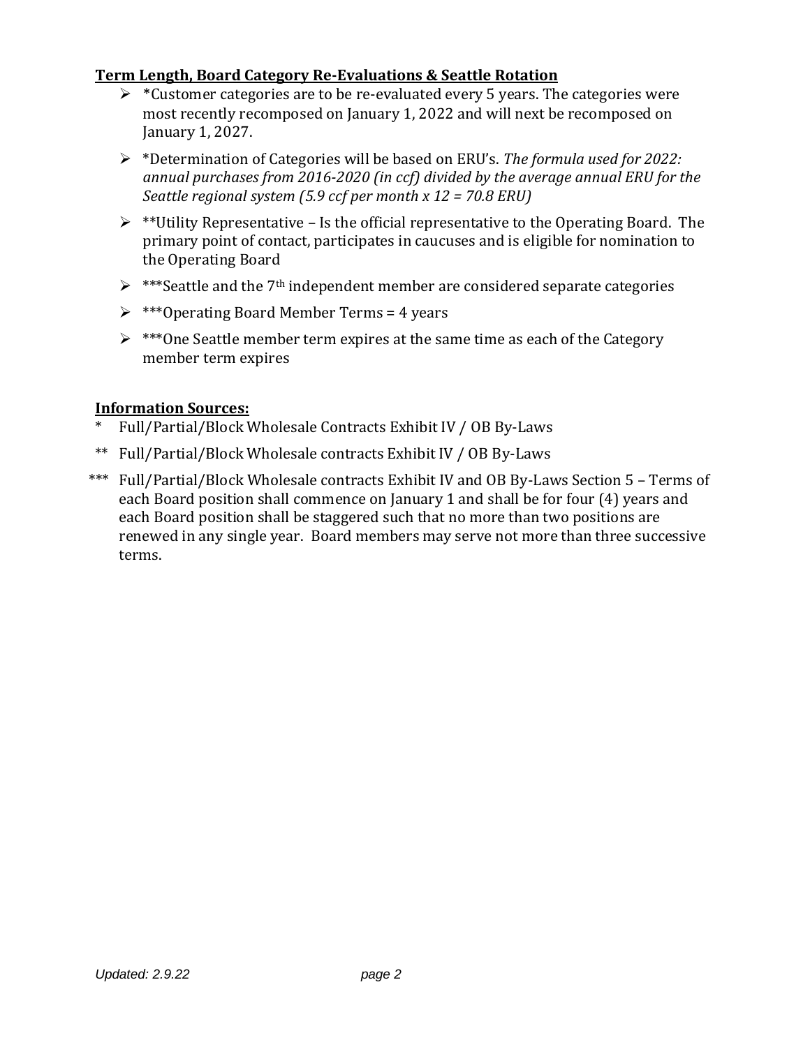**Term Length, Board Category Re-Evaluations & Seattle Rotation**

- *Customer categories are to be re-evaluated every 5 years. The categories were most recently recomposed on January 1, 2022 and will next be recomposed on January 1, 2027.
- *Determination of Categories will be based on ERU's. *The formula used for 2022: annual purchases from 2016-2020 (in ccf) divided by the average annual ERU for the Seattle regional system (5.9 ccf per month x 12 = 70.8 ERU)*
- **Utility Representative – Is the official representative to the Operating Board. The primary point of contact, participates in caucuses and is eligible for nomination to the Operating Board
- ***Seattle and the 7th independent member are considered separate categories
- ***Operating Board Member Terms = 4 years
- ***One Seattle member term expires at the same time as each of the Category member term expires

**Information Sources:**

\* Full/Partial/Block Wholesale Contracts Exhibit IV / OB By-Laws

\*\* Full/Partial/Block Wholesale contracts Exhibit IV / OB By-Laws

\*\*\* Full/Partial/Block Wholesale contracts Exhibit IV and OB By-Laws Section 5 – Terms of each Board position shall commence on January 1 and shall be for four (4) years and each Board position shall be staggered such that no more than two positions are renewed in any single year. Board members may serve not more than three successive terms.

*Updated: 2.9.22*